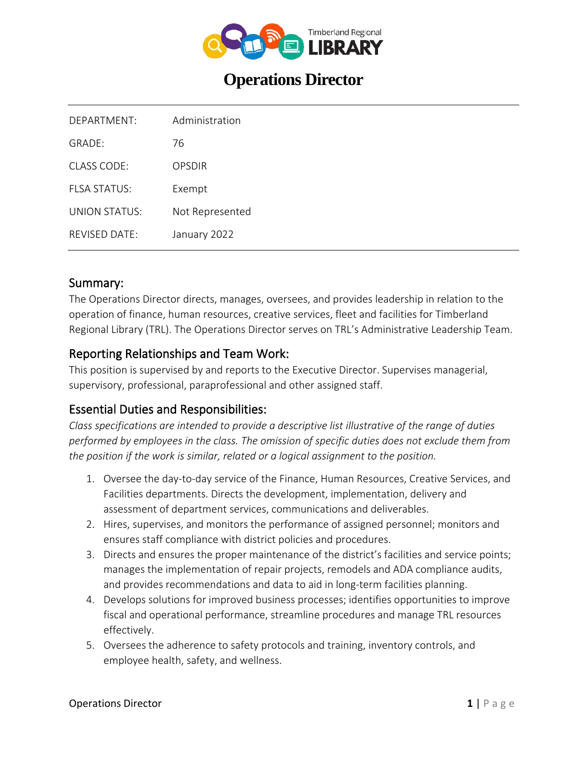Timberland Regional LIBRARY

# Operations Director

| | |
|---|---|
| DEPARTMENT: | Administration |
| GRADE: | 76 |
| CLASS CODE: | OPSDIR |
| FLSA STATUS: | Exempt |
| UNION STATUS: | Not Represented |
| REVISED DATE: | January 2022 |

## Summary:

The Operations Director directs, manages, oversees, and provides leadership in relation to the operation of finance, human resources, creative services, fleet and facilities for Timberland Regional Library (TRL). The Operations Director serves on TRL's Administrative Leadership Team.

## Reporting Relationships and Team Work:

This position is supervised by and reports to the Executive Director. Supervises managerial, supervisory, professional, paraprofessional and other assigned staff.

## Essential Duties and Responsibilities:

*Class specifications are intended to provide a descriptive list illustrative of the range of duties performed by employees in the class. The omission of specific duties does not exclude them from the position if the work is similar, related or a logical assignment to the position.*

1. Oversee the day-to-day service of the Finance, Human Resources, Creative Services, and Facilities departments. Directs the development, implementation, delivery and assessment of department services, communications and deliverables.
2. Hires, supervises, and monitors the performance of assigned personnel; monitors and ensures staff compliance with district policies and procedures.
3. Directs and ensures the proper maintenance of the district's facilities and service points; manages the implementation of repair projects, remodels and ADA compliance audits, and provides recommendations and data to aid in long-term facilities planning.
4. Develops solutions for improved business processes; identifies opportunities to improve fiscal and operational performance, streamline procedures and manage TRL resources effectively.
5. Oversees the adherence to safety protocols and training, inventory controls, and employee health, safety, and wellness.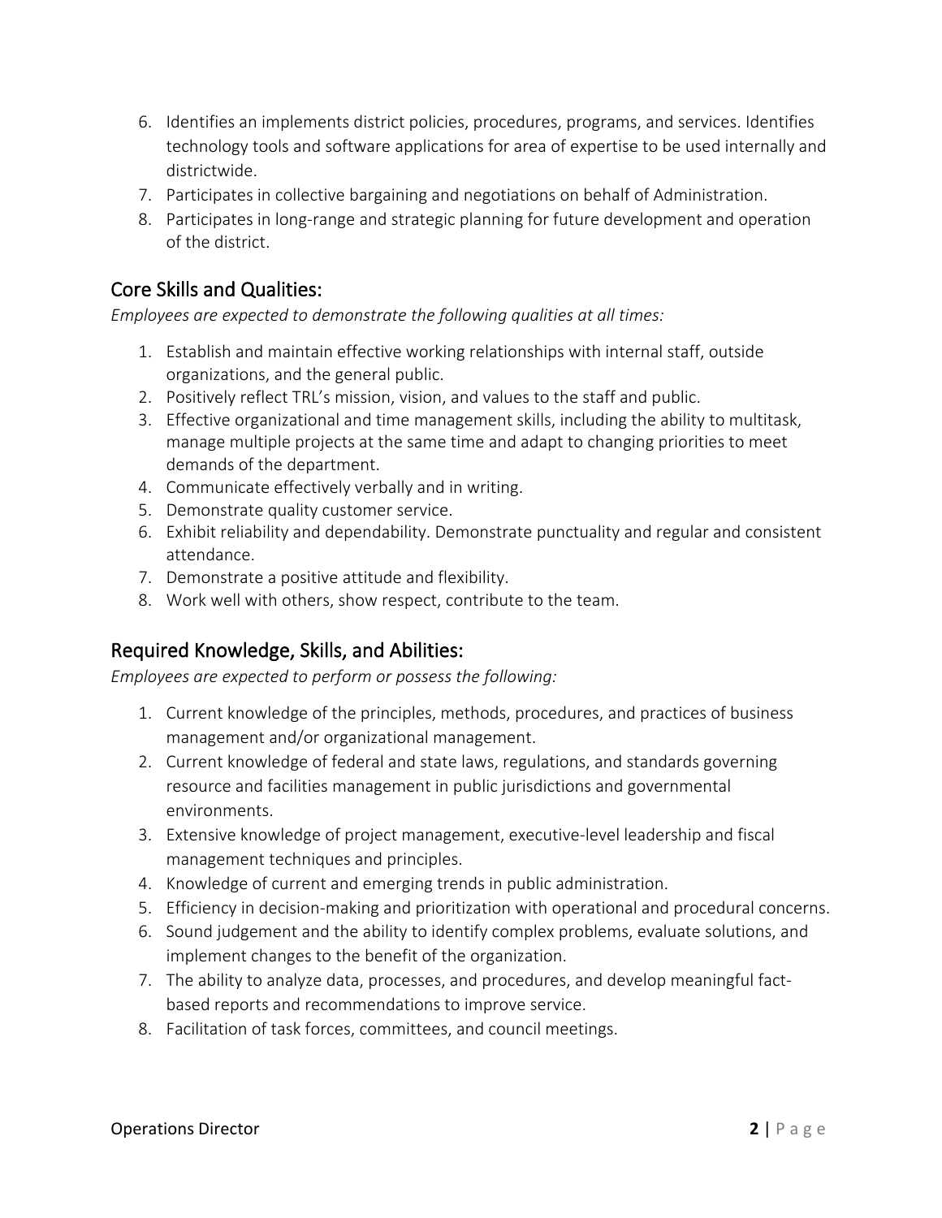6. Identifies an implements district policies, procedures, programs, and services. Identifies technology tools and software applications for area of expertise to be used internally and districtwide.
7. Participates in collective bargaining and negotiations on behalf of Administration.
8. Participates in long-range and strategic planning for future development and operation of the district.

## Core Skills and Qualities:

*Employees are expected to demonstrate the following qualities at all times:*

1. Establish and maintain effective working relationships with internal staff, outside organizations, and the general public.
2. Positively reflect TRL's mission, vision, and values to the staff and public.
3. Effective organizational and time management skills, including the ability to multitask, manage multiple projects at the same time and adapt to changing priorities to meet demands of the department.
4. Communicate effectively verbally and in writing.
5. Demonstrate quality customer service.
6. Exhibit reliability and dependability. Demonstrate punctuality and regular and consistent attendance.
7. Demonstrate a positive attitude and flexibility.
8. Work well with others, show respect, contribute to the team.

## Required Knowledge, Skills, and Abilities:

*Employees are expected to perform or possess the following:*

1. Current knowledge of the principles, methods, procedures, and practices of business management and/or organizational management.
2. Current knowledge of federal and state laws, regulations, and standards governing resource and facilities management in public jurisdictions and governmental environments.
3. Extensive knowledge of project management, executive-level leadership and fiscal management techniques and principles.
4. Knowledge of current and emerging trends in public administration.
5. Efficiency in decision-making and prioritization with operational and procedural concerns.
6. Sound judgement and the ability to identify complex problems, evaluate solutions, and implement changes to the benefit of the organization.
7. The ability to analyze data, processes, and procedures, and develop meaningful fact-based reports and recommendations to improve service.
8. Facilitation of task forces, committees, and council meetings.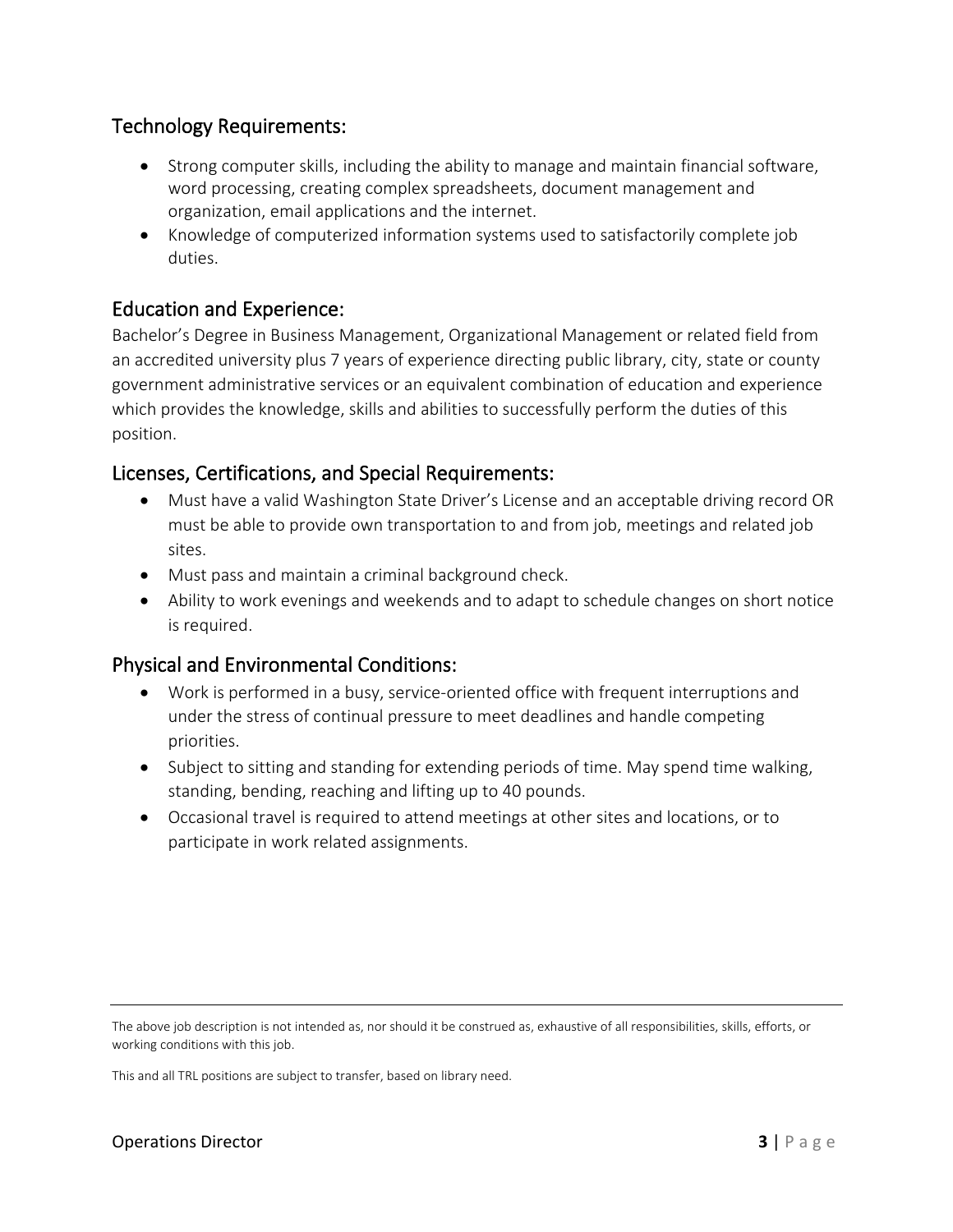## Technology Requirements:

- Strong computer skills, including the ability to manage and maintain financial software, word processing, creating complex spreadsheets, document management and organization, email applications and the internet.
- Knowledge of computerized information systems used to satisfactorily complete job duties.

## Education and Experience:

Bachelor's Degree in Business Management, Organizational Management or related field from an accredited university plus 7 years of experience directing public library, city, state or county government administrative services or an equivalent combination of education and experience which provides the knowledge, skills and abilities to successfully perform the duties of this position.

## Licenses, Certifications, and Special Requirements:

- Must have a valid Washington State Driver's License and an acceptable driving record OR must be able to provide own transportation to and from job, meetings and related job sites.
- Must pass and maintain a criminal background check.
- Ability to work evenings and weekends and to adapt to schedule changes on short notice is required.

## Physical and Environmental Conditions:

- Work is performed in a busy, service-oriented office with frequent interruptions and under the stress of continual pressure to meet deadlines and handle competing priorities.
- Subject to sitting and standing for extending periods of time. May spend time walking, standing, bending, reaching and lifting up to 40 pounds.
- Occasional travel is required to attend meetings at other sites and locations, or to participate in work related assignments.

---

The above job description is not intended as, nor should it be construed as, exhaustive of all responsibilities, skills, efforts, or working conditions with this job.

This and all TRL positions are subject to transfer, based on library need.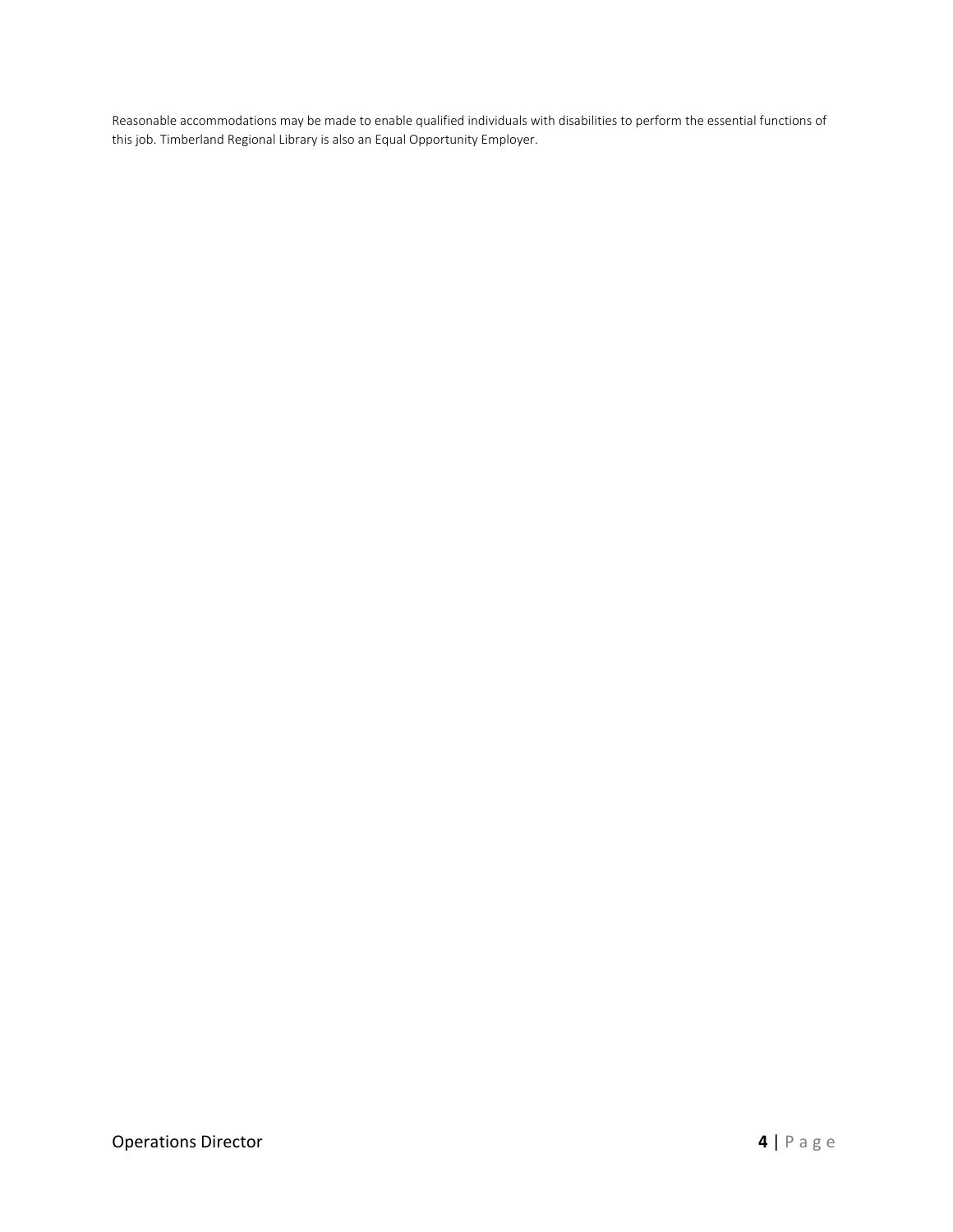Reasonable accommodations may be made to enable qualified individuals with disabilities to perform the essential functions of this job. Timberland Regional Library is also an Equal Opportunity Employer.